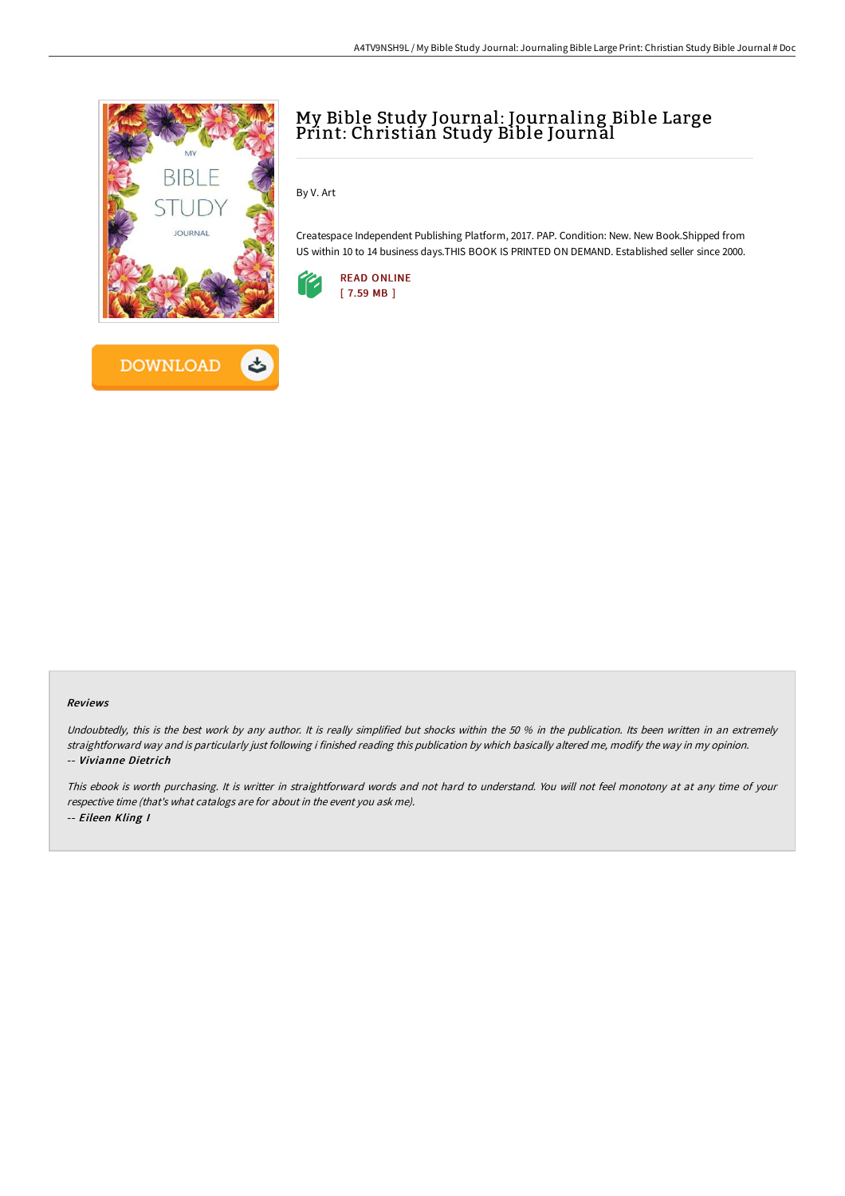# My Bible Study Journal: Journaling Bible Large Print: Christian Study Bible Journal

By V. Art

Createspace Independent Publishing Platform, 2017. PAP. Condition: New. New Book.Shipped from US within 10 to 14 business days.THIS BOOK IS PRINTED ON DEMAND. Established seller since 2000.

READ ONLINE
[ 7.59 MB ]

DOWNLOAD

### Reviews

*Undoubtedly, this is the best work by any author. It is really simplified but shocks within the 50 % in the publication. Its been written in an extremely straightforward way and is particularly just following i finished reading this publication by which basically altered me, modify the way in my opinion.*
-- ***Vivianne Dietrich***

*This ebook is worth purchasing. It is writter in straightforward words and not hard to understand. You will not feel monotony at at any time of your respective time (that's what catalogs are for about in the event you ask me).*
-- ***Eileen Kling I***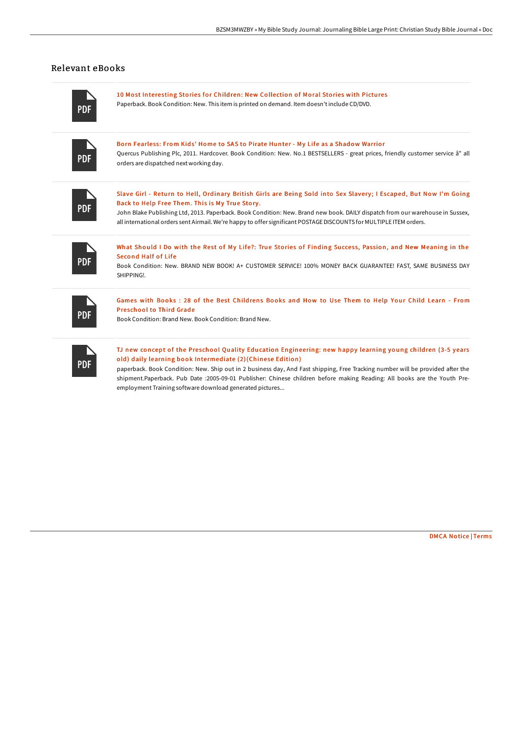## Relevant eBooks

10 Most Interesting Stories for Children: New Collection of Moral Stories with Pictures
Paperback. Book Condition: New. This item is printed on demand. Item doesn't include CD/DVD.

Born Fearless: From Kids' Home to SAS to Pirate Hunter - My Life as a Shadow Warrior
Quercus Publishing Plc, 2011. Hardcover. Book Condition: New. No.1 BESTSELLERS - great prices, friendly customer service â" all orders are dispatched next working day.

Slave Girl - Return to Hell, Ordinary British Girls are Being Sold into Sex Slavery; I Escaped, But Now I'm Going Back to Help Free Them. This is My True Story.
John Blake Publishing Ltd, 2013. Paperback. Book Condition: New. Brand new book. DAILY dispatch from our warehouse in Sussex, all international orders sent Airmail. We're happy to offer significant POSTAGE DISCOUNTS for MULTIPLE ITEM orders.

What Should I Do with the Rest of My Life?: True Stories of Finding Success, Passion, and New Meaning in the Second Half of Life
Book Condition: New. BRAND NEW BOOK! A+ CUSTOMER SERVICE! 100% MONEY BACK GUARANTEE! FAST, SAME BUSINESS DAY SHIPPING!.

Games with Books : 28 of the Best Childrens Books and How to Use Them to Help Your Child Learn - From Preschool to Third Grade
Book Condition: Brand New. Book Condition: Brand New.

TJ new concept of the Preschool Quality Education Engineering: new happy learning young children (3-5 years old) daily learning book Intermediate (2)(Chinese Edition)
paperback. Book Condition: New. Ship out in 2 business day, And Fast shipping, Free Tracking number will be provided after the shipment.Paperback. Pub Date :2005-09-01 Publisher: Chinese children before making Reading: All books are the Youth Pre-employment Training software download generated pictures...

DMCA Notice | Terms